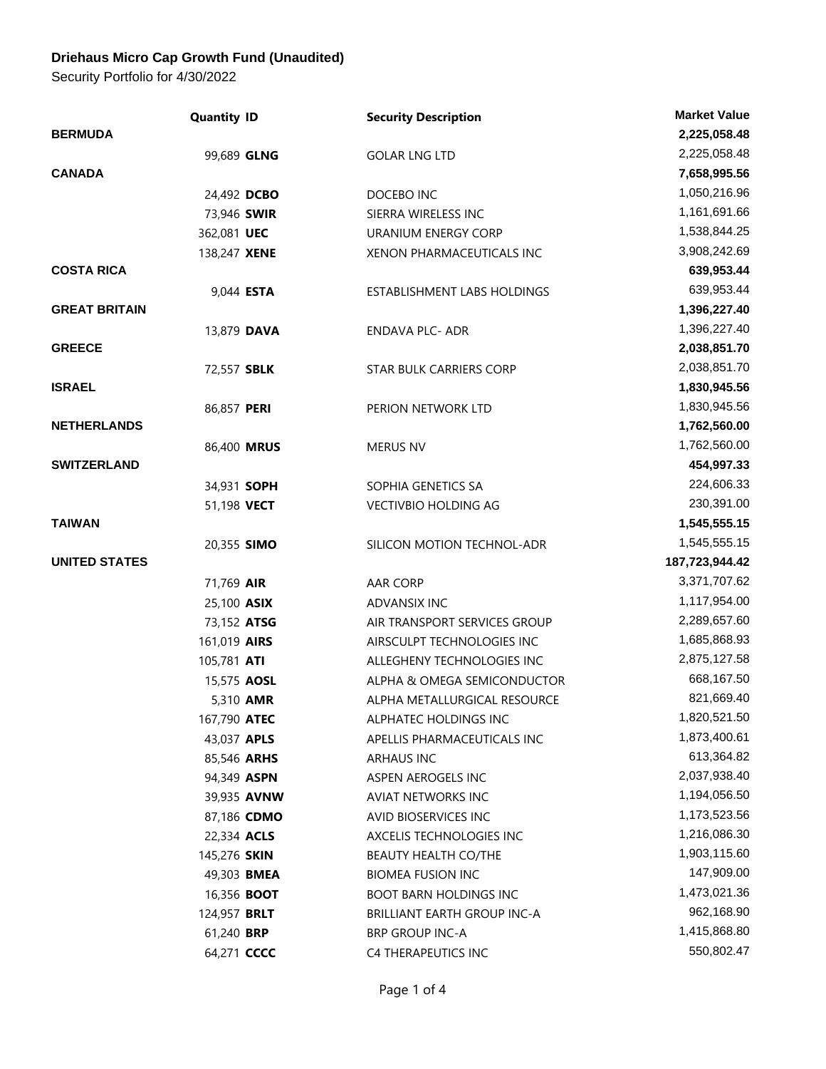**Driehaus Micro Cap Growth Fund (Unaudited)**

Security Portfolio for 4/30/2022

| | Quantity | ID | Security Description | Market Value |
|---|---|---|---|---|
| **BERMUDA** | | | | **2,225,058.48** |
| | 99,689 | **GLNG** | GOLAR LNG LTD | 2,225,058.48 |
| **CANADA** | | | | **7,658,995.56** |
| | 24,492 | **DCBO** | DOCEBO INC | 1,050,216.96 |
| | 73,946 | **SWIR** | SIERRA WIRELESS INC | 1,161,691.66 |
| | 362,081 | **UEC** | URANIUM ENERGY CORP | 1,538,844.25 |
| | 138,247 | **XENE** | XENON PHARMACEUTICALS INC | 3,908,242.69 |
| **COSTA RICA** | | | | **639,953.44** |
| | 9,044 | **ESTA** | ESTABLISHMENT LABS HOLDINGS | 639,953.44 |
| **GREAT BRITAIN** | | | | **1,396,227.40** |
| | 13,879 | **DAVA** | ENDAVA PLC- ADR | 1,396,227.40 |
| **GREECE** | | | | **2,038,851.70** |
| | 72,557 | **SBLK** | STAR BULK CARRIERS CORP | 2,038,851.70 |
| **ISRAEL** | | | | **1,830,945.56** |
| | 86,857 | **PERI** | PERION NETWORK LTD | 1,830,945.56 |
| **NETHERLANDS** | | | | **1,762,560.00** |
| | 86,400 | **MRUS** | MERUS NV | 1,762,560.00 |
| **SWITZERLAND** | | | | **454,997.33** |
| | 34,931 | **SOPH** | SOPHIA GENETICS SA | 224,606.33 |
| | 51,198 | **VECT** | VECTIVBIO HOLDING AG | 230,391.00 |
| **TAIWAN** | | | | **1,545,555.15** |
| | 20,355 | **SIMO** | SILICON MOTION TECHNOL-ADR | 1,545,555.15 |
| **UNITED STATES** | | | | **187,723,944.42** |
| | 71,769 | **AIR** | AAR CORP | 3,371,707.62 |
| | 25,100 | **ASIX** | ADVANSIX INC | 1,117,954.00 |
| | 73,152 | **ATSG** | AIR TRANSPORT SERVICES GROUP | 2,289,657.60 |
| | 161,019 | **AIRS** | AIRSCULPT TECHNOLOGIES INC | 1,685,868.93 |
| | 105,781 | **ATI** | ALLEGHENY TECHNOLOGIES INC | 2,875,127.58 |
| | 15,575 | **AOSL** | ALPHA & OMEGA SEMICONDUCTOR | 668,167.50 |
| | 5,310 | **AMR** | ALPHA METALLURGICAL RESOURCE | 821,669.40 |
| | 167,790 | **ATEC** | ALPHATEC HOLDINGS INC | 1,820,521.50 |
| | 43,037 | **APLS** | APELLIS PHARMACEUTICALS INC | 1,873,400.61 |
| | 85,546 | **ARHS** | ARHAUS INC | 613,364.82 |
| | 94,349 | **ASPN** | ASPEN AEROGELS INC | 2,037,938.40 |
| | 39,935 | **AVNW** | AVIAT NETWORKS INC | 1,194,056.50 |
| | 87,186 | **CDMO** | AVID BIOSERVICES INC | 1,173,523.56 |
| | 22,334 | **ACLS** | AXCELIS TECHNOLOGIES INC | 1,216,086.30 |
| | 145,276 | **SKIN** | BEAUTY HEALTH CO/THE | 1,903,115.60 |
| | 49,303 | **BMEA** | BIOMEA FUSION INC | 147,909.00 |
| | 16,356 | **BOOT** | BOOT BARN HOLDINGS INC | 1,473,021.36 |
| | 124,957 | **BRLT** | BRILLIANT EARTH GROUP INC-A | 962,168.90 |
| | 61,240 | **BRP** | BRP GROUP INC-A | 1,415,868.80 |
| | 64,271 | **CCCC** | C4 THERAPEUTICS INC | 550,802.47 |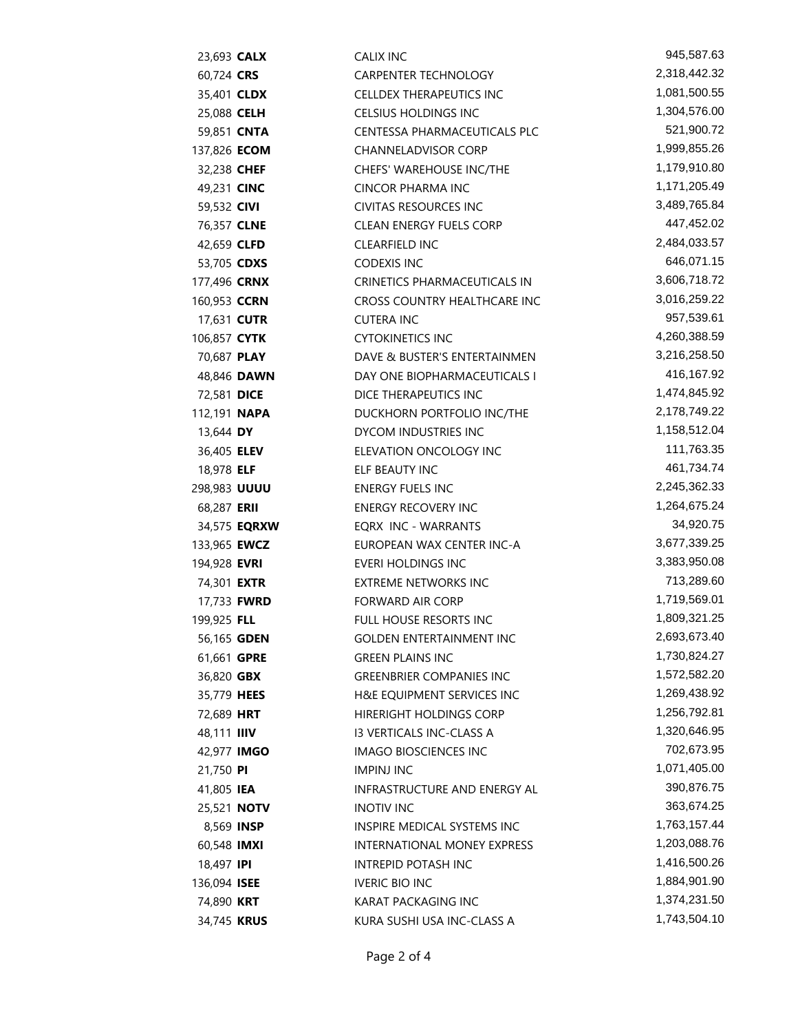| Shares | Ticker | Name | Value |
|---|---|---|---|
| 23,693 | **CALX** | CALIX INC | 945,587.63 |
| 60,724 | **CRS** | CARPENTER TECHNOLOGY | 2,318,442.32 |
| 35,401 | **CLDX** | CELLDEX THERAPEUTICS INC | 1,081,500.55 |
| 25,088 | **CELH** | CELSIUS HOLDINGS INC | 1,304,576.00 |
| 59,851 | **CNTA** | CENTESSA PHARMACEUTICALS PLC | 521,900.72 |
| 137,826 | **ECOM** | CHANNELADVISOR CORP | 1,999,855.26 |
| 32,238 | **CHEF** | CHEFS' WAREHOUSE INC/THE | 1,179,910.80 |
| 49,231 | **CINC** | CINCOR PHARMA INC | 1,171,205.49 |
| 59,532 | **CIVI** | CIVITAS RESOURCES INC | 3,489,765.84 |
| 76,357 | **CLNE** | CLEAN ENERGY FUELS CORP | 447,452.02 |
| 42,659 | **CLFD** | CLEARFIELD INC | 2,484,033.57 |
| 53,705 | **CDXS** | CODEXIS INC | 646,071.15 |
| 177,496 | **CRNX** | CRINETICS PHARMACEUTICALS IN | 3,606,718.72 |
| 160,953 | **CCRN** | CROSS COUNTRY HEALTHCARE INC | 3,016,259.22 |
| 17,631 | **CUTR** | CUTERA INC | 957,539.61 |
| 106,857 | **CYTK** | CYTOKINETICS INC | 4,260,388.59 |
| 70,687 | **PLAY** | DAVE & BUSTER'S ENTERTAINMEN | 3,216,258.50 |
| 48,846 | **DAWN** | DAY ONE BIOPHARMACEUTICALS I | 416,167.92 |
| 72,581 | **DICE** | DICE THERAPEUTICS INC | 1,474,845.92 |
| 112,191 | **NAPA** | DUCKHORN PORTFOLIO INC/THE | 2,178,749.22 |
| 13,644 | **DY** | DYCOM INDUSTRIES INC | 1,158,512.04 |
| 36,405 | **ELEV** | ELEVATION ONCOLOGY INC | 111,763.35 |
| 18,978 | **ELF** | ELF BEAUTY INC | 461,734.74 |
| 298,983 | **UUUU** | ENERGY FUELS INC | 2,245,362.33 |
| 68,287 | **ERII** | ENERGY RECOVERY INC | 1,264,675.24 |
| 34,575 | **EQRXW** | EQRX INC - WARRANTS | 34,920.75 |
| 133,965 | **EWCZ** | EUROPEAN WAX CENTER INC-A | 3,677,339.25 |
| 194,928 | **EVRI** | EVERI HOLDINGS INC | 3,383,950.08 |
| 74,301 | **EXTR** | EXTREME NETWORKS INC | 713,289.60 |
| 17,733 | **FWRD** | FORWARD AIR CORP | 1,719,569.01 |
| 199,925 | **FLL** | FULL HOUSE RESORTS INC | 1,809,321.25 |
| 56,165 | **GDEN** | GOLDEN ENTERTAINMENT INC | 2,693,673.40 |
| 61,661 | **GPRE** | GREEN PLAINS INC | 1,730,824.27 |
| 36,820 | **GBX** | GREENBRIER COMPANIES INC | 1,572,582.20 |
| 35,779 | **HEES** | H&E EQUIPMENT SERVICES INC | 1,269,438.92 |
| 72,689 | **HRT** | HIRERIGHT HOLDINGS CORP | 1,256,792.81 |
| 48,111 | **IIIV** | I3 VERTICALS INC-CLASS A | 1,320,646.95 |
| 42,977 | **IMGO** | IMAGO BIOSCIENCES INC | 702,673.95 |
| 21,750 | **PI** | IMPINJ INC | 1,071,405.00 |
| 41,805 | **IEA** | INFRASTRUCTURE AND ENERGY AL | 390,876.75 |
| 25,521 | **NOTV** | INOTIV INC | 363,674.25 |
| 8,569 | **INSP** | INSPIRE MEDICAL SYSTEMS INC | 1,763,157.44 |
| 60,548 | **IMXI** | INTERNATIONAL MONEY EXPRESS | 1,203,088.76 |
| 18,497 | **IPI** | INTREPID POTASH INC | 1,416,500.26 |
| 136,094 | **ISEE** | IVERIC BIO INC | 1,884,901.90 |
| 74,890 | **KRT** | KARAT PACKAGING INC | 1,374,231.50 |
| 34,745 | **KRUS** | KURA SUSHI USA INC-CLASS A | 1,743,504.10 |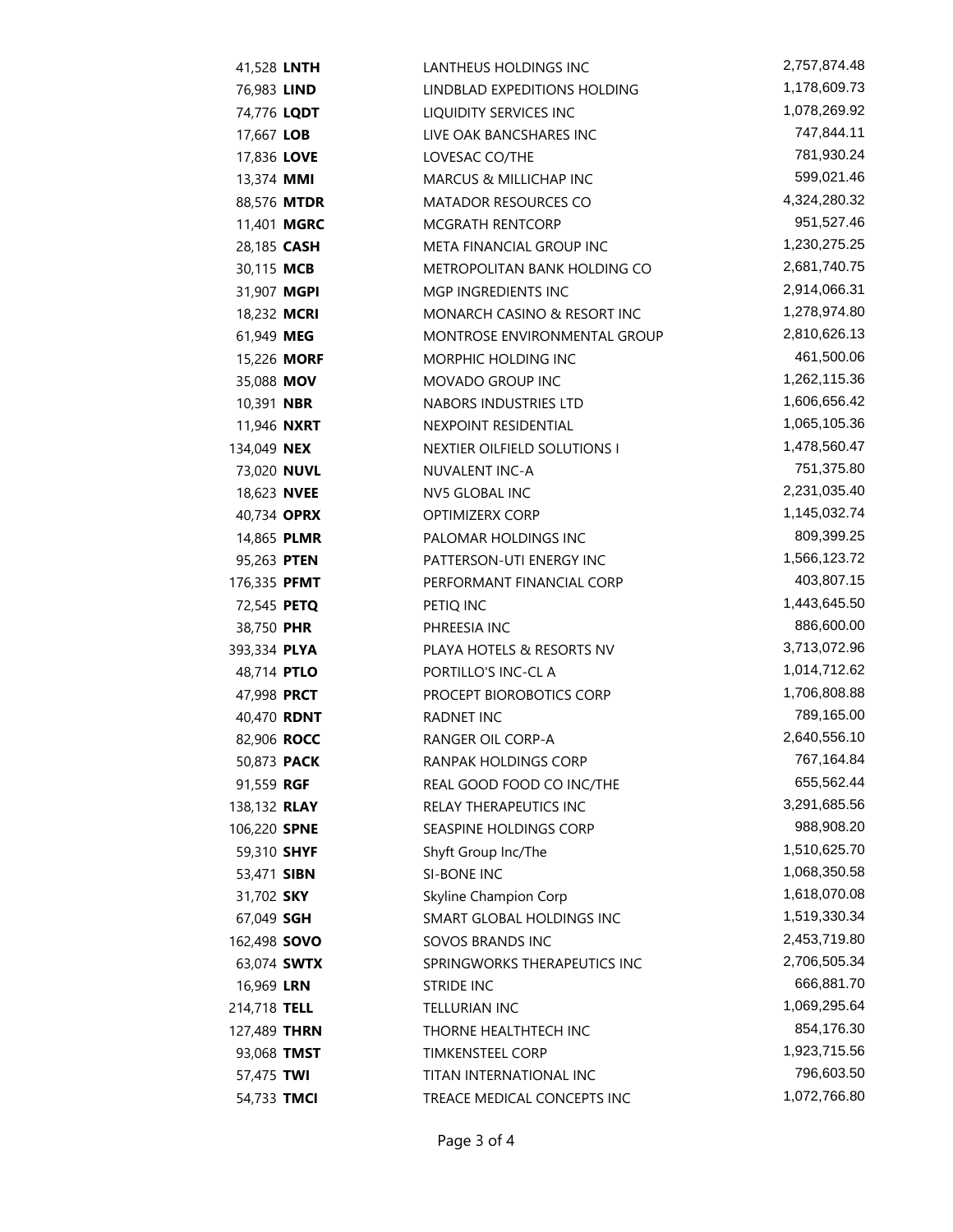| | | | |
|---|---|---|---|
| 41,528 | **LNTH** | LANTHEUS HOLDINGS INC | 2,757,874.48 |
| 76,983 | **LIND** | LINDBLAD EXPEDITIONS HOLDING | 1,178,609.73 |
| 74,776 | **LQDT** | LIQUIDITY SERVICES INC | 1,078,269.92 |
| 17,667 | **LOB** | LIVE OAK BANCSHARES INC | 747,844.11 |
| 17,836 | **LOVE** | LOVESAC CO/THE | 781,930.24 |
| 13,374 | **MMI** | MARCUS & MILLICHAP INC | 599,021.46 |
| 88,576 | **MTDR** | MATADOR RESOURCES CO | 4,324,280.32 |
| 11,401 | **MGRC** | MCGRATH RENTCORP | 951,527.46 |
| 28,185 | **CASH** | META FINANCIAL GROUP INC | 1,230,275.25 |
| 30,115 | **MCB** | METROPOLITAN BANK HOLDING CO | 2,681,740.75 |
| 31,907 | **MGPI** | MGP INGREDIENTS INC | 2,914,066.31 |
| 18,232 | **MCRI** | MONARCH CASINO & RESORT INC | 1,278,974.80 |
| 61,949 | **MEG** | MONTROSE ENVIRONMENTAL GROUP | 2,810,626.13 |
| 15,226 | **MORF** | MORPHIC HOLDING INC | 461,500.06 |
| 35,088 | **MOV** | MOVADO GROUP INC | 1,262,115.36 |
| 10,391 | **NBR** | NABORS INDUSTRIES LTD | 1,606,656.42 |
| 11,946 | **NXRT** | NEXPOINT RESIDENTIAL | 1,065,105.36 |
| 134,049 | **NEX** | NEXTIER OILFIELD SOLUTIONS I | 1,478,560.47 |
| 73,020 | **NUVL** | NUVALENT INC-A | 751,375.80 |
| 18,623 | **NVEE** | NV5 GLOBAL INC | 2,231,035.40 |
| 40,734 | **OPRX** | OPTIMIZERX CORP | 1,145,032.74 |
| 14,865 | **PLMR** | PALOMAR HOLDINGS INC | 809,399.25 |
| 95,263 | **PTEN** | PATTERSON-UTI ENERGY INC | 1,566,123.72 |
| 176,335 | **PFMT** | PERFORMANT FINANCIAL CORP | 403,807.15 |
| 72,545 | **PETQ** | PETIQ INC | 1,443,645.50 |
| 38,750 | **PHR** | PHREESIA INC | 886,600.00 |
| 393,334 | **PLYA** | PLAYA HOTELS & RESORTS NV | 3,713,072.96 |
| 48,714 | **PTLO** | PORTILLO'S INC-CL A | 1,014,712.62 |
| 47,998 | **PRCT** | PROCEPT BIOROBOTICS CORP | 1,706,808.88 |
| 40,470 | **RDNT** | RADNET INC | 789,165.00 |
| 82,906 | **ROCC** | RANGER OIL CORP-A | 2,640,556.10 |
| 50,873 | **PACK** | RANPAK HOLDINGS CORP | 767,164.84 |
| 91,559 | **RGF** | REAL GOOD FOOD CO INC/THE | 655,562.44 |
| 138,132 | **RLAY** | RELAY THERAPEUTICS INC | 3,291,685.56 |
| 106,220 | **SPNE** | SEASPINE HOLDINGS CORP | 988,908.20 |
| 59,310 | **SHYF** | Shyft Group Inc/The | 1,510,625.70 |
| 53,471 | **SIBN** | SI-BONE INC | 1,068,350.58 |
| 31,702 | **SKY** | Skyline Champion Corp | 1,618,070.08 |
| 67,049 | **SGH** | SMART GLOBAL HOLDINGS INC | 1,519,330.34 |
| 162,498 | **SOVO** | SOVOS BRANDS INC | 2,453,719.80 |
| 63,074 | **SWTX** | SPRINGWORKS THERAPEUTICS INC | 2,706,505.34 |
| 16,969 | **LRN** | STRIDE INC | 666,881.70 |
| 214,718 | **TELL** | TELLURIAN INC | 1,069,295.64 |
| 127,489 | **THRN** | THORNE HEALTHTECH INC | 854,176.30 |
| 93,068 | **TMST** | TIMKENSTEEL CORP | 1,923,715.56 |
| 57,475 | **TWI** | TITAN INTERNATIONAL INC | 796,603.50 |
| 54,733 | **TMCI** | TREACE MEDICAL CONCEPTS INC | 1,072,766.80 |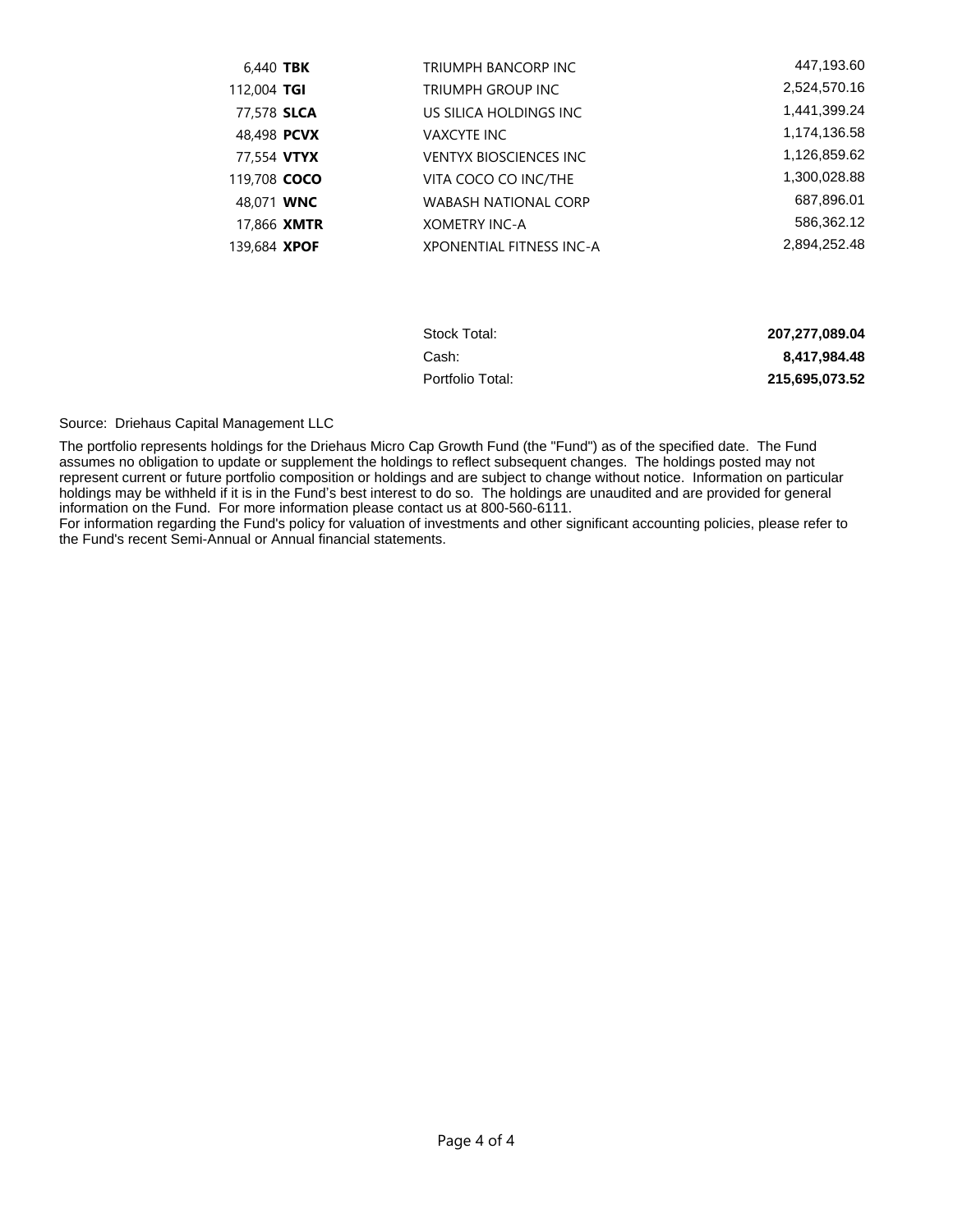| | | | |
|---|---|---|---|
| 6,440 | **TBK** | TRIUMPH BANCORP INC | 447,193.60 |
| 112,004 | **TGI** | TRIUMPH GROUP INC | 2,524,570.16 |
| 77,578 | **SLCA** | US SILICA HOLDINGS INC | 1,441,399.24 |
| 48,498 | **PCVX** | VAXCYTE INC | 1,174,136.58 |
| 77,554 | **VTYX** | VENTYX BIOSCIENCES INC | 1,126,859.62 |
| 119,708 | **COCO** | VITA COCO CO INC/THE | 1,300,028.88 |
| 48,071 | **WNC** | WABASH NATIONAL CORP | 687,896.01 |
| 17,866 | **XMTR** | XOMETRY INC-A | 586,362.12 |
| 139,684 | **XPOF** | XPONENTIAL FITNESS INC-A | 2,894,252.48 |

| | |
|---|---|
| Stock Total: | **207,277,089.04** |
| Cash: | **8,417,984.48** |
| Portfolio Total: | **215,695,073.52** |

Source: Driehaus Capital Management LLC

The portfolio represents holdings for the Driehaus Micro Cap Growth Fund (the "Fund") as of the specified date. The Fund assumes no obligation to update or supplement the holdings to reflect subsequent changes. The holdings posted may not represent current or future portfolio composition or holdings and are subject to change without notice. Information on particular holdings may be withheld if it is in the Fund's best interest to do so. The holdings are unaudited and are provided for general information on the Fund. For more information please contact us at 800-560-6111.
For information regarding the Fund's policy for valuation of investments and other significant accounting policies, please refer to the Fund's recent Semi-Annual or Annual financial statements.